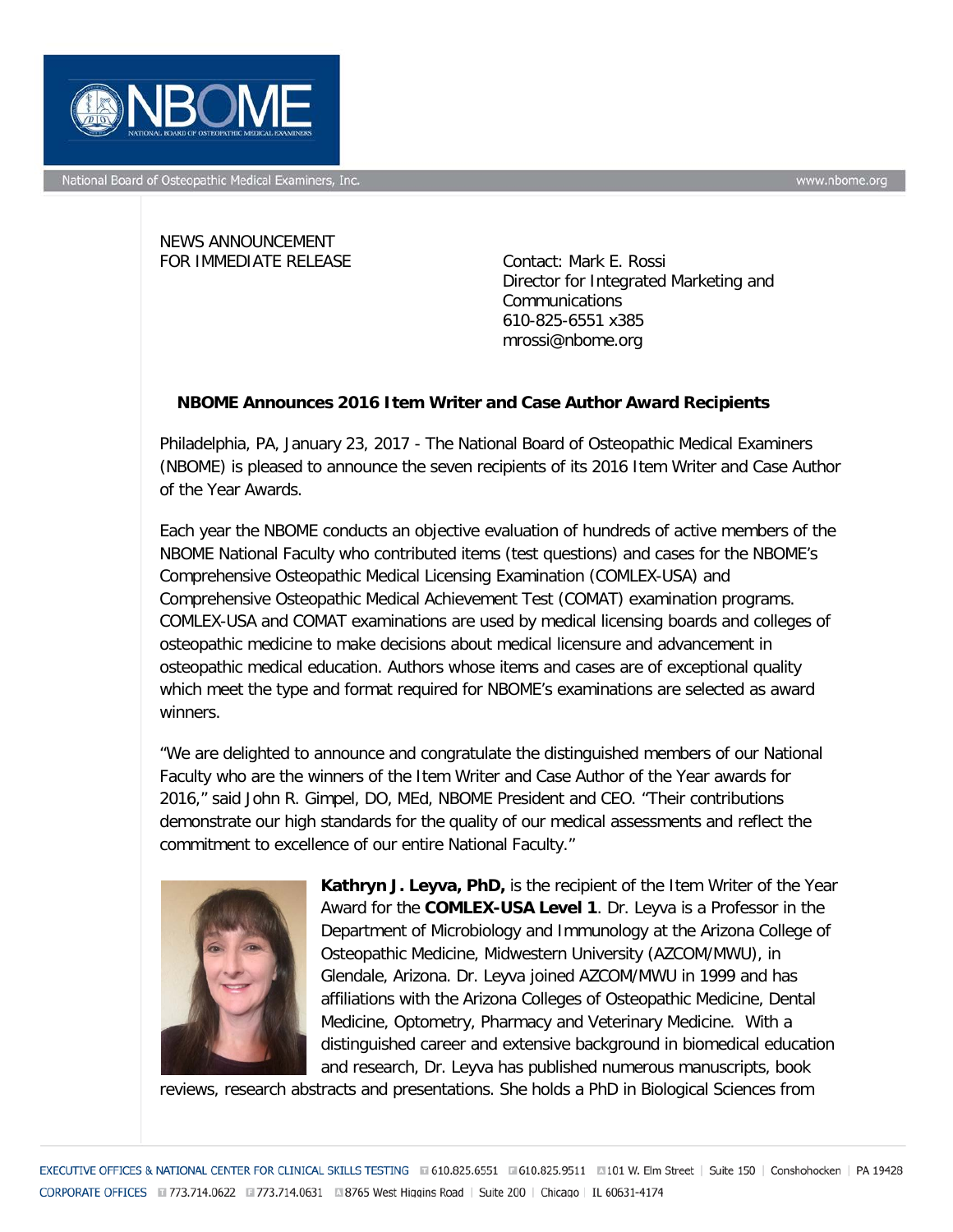NEWS ANNOUNCEMENT
FOR IMMEDIATE RELEASE

Contact: Mark E. Rossi
Director for Integrated Marketing and Communications
610-825-6551 x385
mrossi@nbome.org

## NBOME Announces 2016 Item Writer and Case Author Award Recipients

Philadelphia, PA, January 23, 2017 - The National Board of Osteopathic Medical Examiners (NBOME) is pleased to announce the seven recipients of its 2016 Item Writer and Case Author of the Year Awards.

Each year the NBOME conducts an objective evaluation of hundreds of active members of the NBOME National Faculty who contributed items (test questions) and cases for the NBOME's Comprehensive Osteopathic Medical Licensing Examination (COMLEX-USA) and Comprehensive Osteopathic Medical Achievement Test (COMAT) examination programs. COMLEX-USA and COMAT examinations are used by medical licensing boards and colleges of osteopathic medicine to make decisions about medical licensure and advancement in osteopathic medical education. Authors whose items and cases are of exceptional quality which meet the type and format required for NBOME's examinations are selected as award winners.

"We are delighted to announce and congratulate the distinguished members of our National Faculty who are the winners of the Item Writer and Case Author of the Year awards for 2016," said John R. Gimpel, DO, MEd, NBOME President and CEO. "Their contributions demonstrate our high standards for the quality of our medical assessments and reflect the commitment to excellence of our entire National Faculty."

**Kathryn J. Leyva, PhD,** is the recipient of the Item Writer of the Year Award for the **COMLEX-USA Level 1**. Dr. Leyva is a Professor in the Department of Microbiology and Immunology at the Arizona College of Osteopathic Medicine, Midwestern University (AZCOM/MWU), in Glendale, Arizona. Dr. Leyva joined AZCOM/MWU in 1999 and has affiliations with the Arizona Colleges of Osteopathic Medicine, Dental Medicine, Optometry, Pharmacy and Veterinary Medicine. With a distinguished career and extensive background in biomedical education and research, Dr. Leyva has published numerous manuscripts, book reviews, research abstracts and presentations. She holds a PhD in Biological Sciences from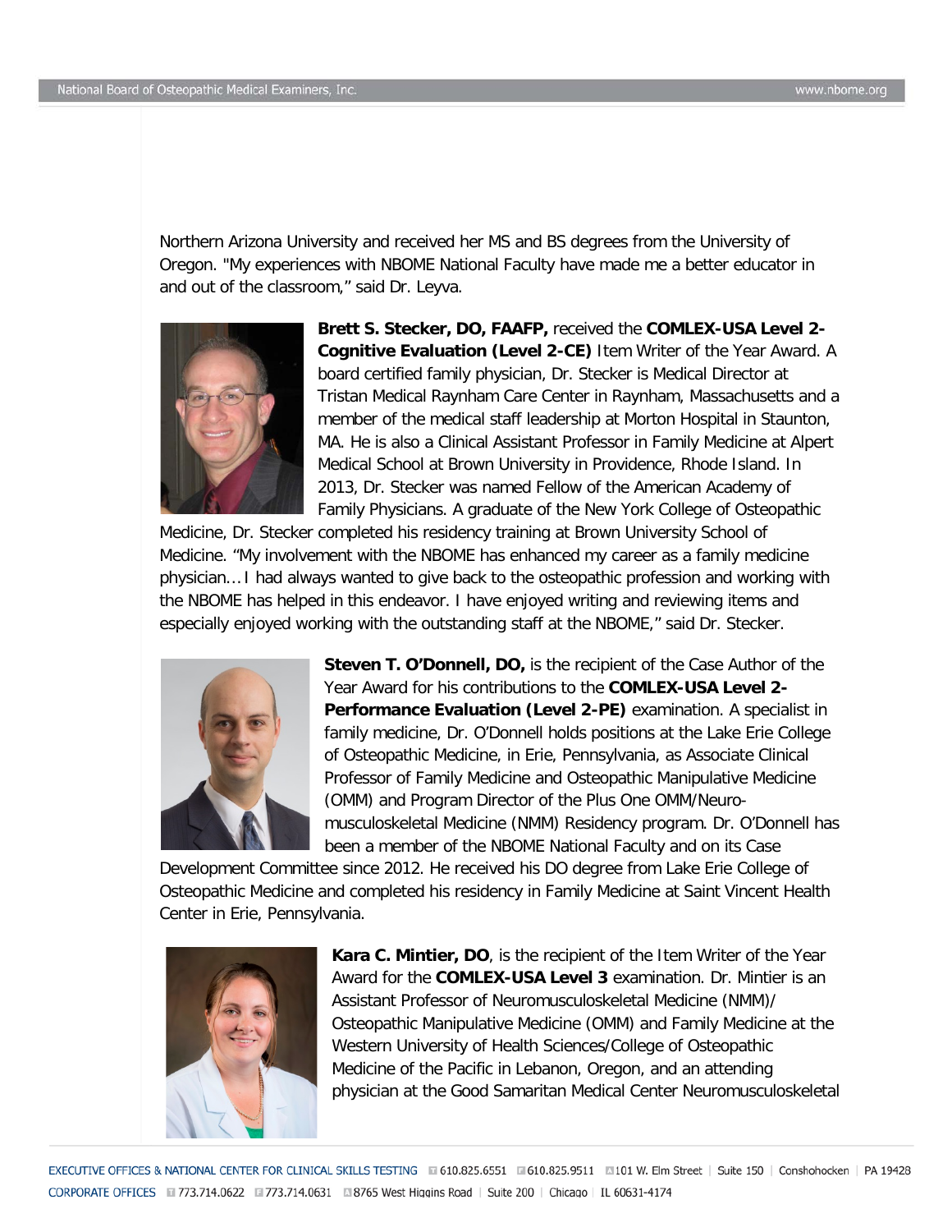Northern Arizona University and received her MS and BS degrees from the University of Oregon. "My experiences with NBOME National Faculty have made me a better educator in and out of the classroom," said Dr. Leyva.

**Brett S. Stecker, DO, FAAFP,** received the **COMLEX-USA Level 2-Cognitive Evaluation (Level 2-CE)** Item Writer of the Year Award. A board certified family physician, Dr. Stecker is Medical Director at Tristan Medical Raynham Care Center in Raynham, Massachusetts and a member of the medical staff leadership at Morton Hospital in Staunton, MA. He is also a Clinical Assistant Professor in Family Medicine at Alpert Medical School at Brown University in Providence, Rhode Island. In 2013, Dr. Stecker was named Fellow of the American Academy of Family Physicians. A graduate of the New York College of Osteopathic Medicine, Dr. Stecker completed his residency training at Brown University School of Medicine. "My involvement with the NBOME has enhanced my career as a family medicine physician…I had always wanted to give back to the osteopathic profession and working with the NBOME has helped in this endeavor. I have enjoyed writing and reviewing items and especially enjoyed working with the outstanding staff at the NBOME," said Dr. Stecker.

**Steven T. O'Donnell, DO,** is the recipient of the Case Author of the Year Award for his contributions to the **COMLEX-USA Level 2-Performance Evaluation (Level 2-PE)** examination. A specialist in family medicine, Dr. O'Donnell holds positions at the Lake Erie College of Osteopathic Medicine, in Erie, Pennsylvania, as Associate Clinical Professor of Family Medicine and Osteopathic Manipulative Medicine (OMM) and Program Director of the Plus One OMM/Neuro-musculoskeletal Medicine (NMM) Residency program. Dr. O'Donnell has been a member of the NBOME National Faculty and on its Case Development Committee since 2012. He received his DO degree from Lake Erie College of Osteopathic Medicine and completed his residency in Family Medicine at Saint Vincent Health Center in Erie, Pennsylvania.

**Kara C. Mintier, DO**, is the recipient of the Item Writer of the Year Award for the **COMLEX-USA Level 3** examination. Dr. Mintier is an Assistant Professor of Neuromusculoskeletal Medicine (NMM)/ Osteopathic Manipulative Medicine (OMM) and Family Medicine at the Western University of Health Sciences/College of Osteopathic Medicine of the Pacific in Lebanon, Oregon, and an attending physician at the Good Samaritan Medical Center Neuromusculoskeletal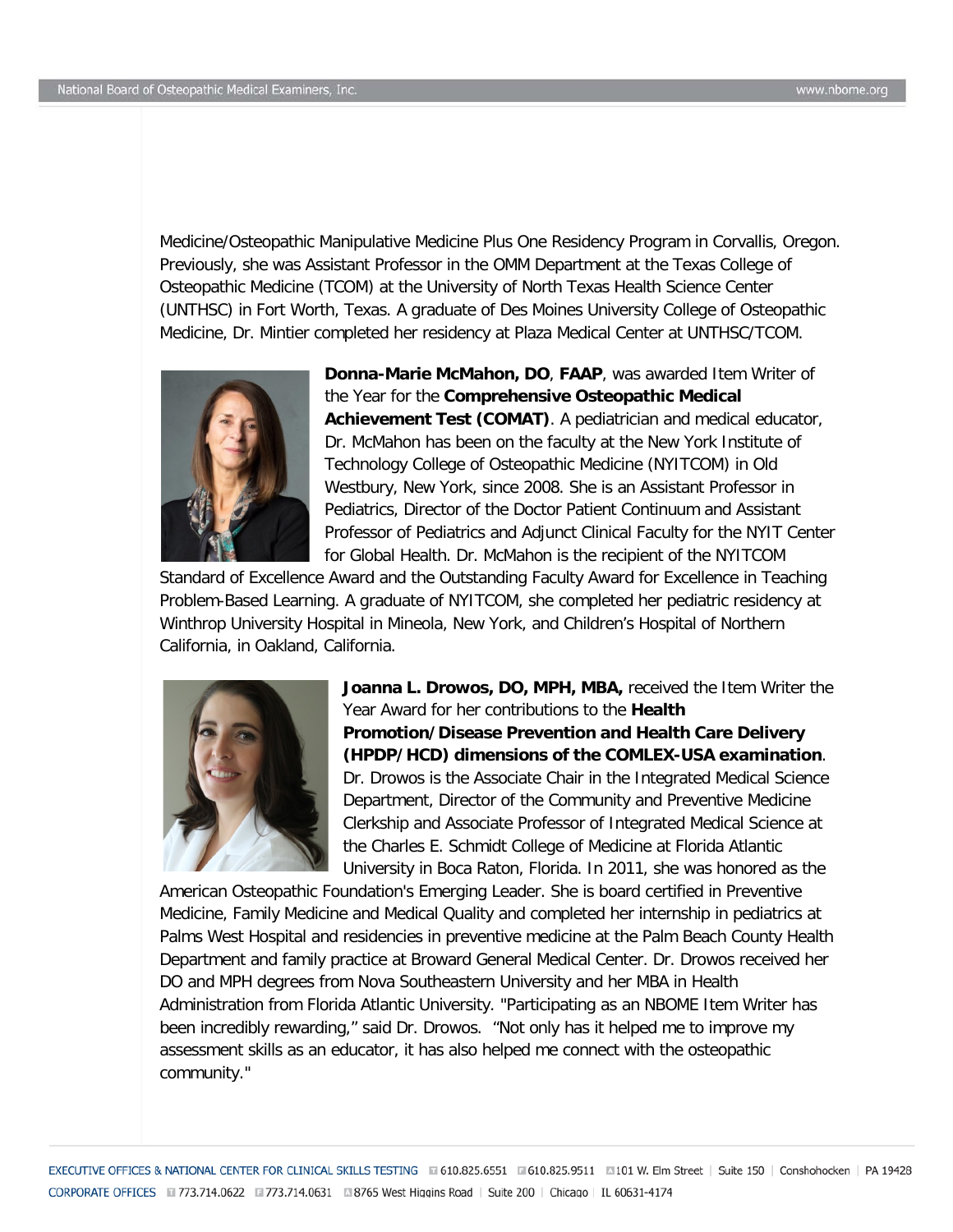Medicine/Osteopathic Manipulative Medicine Plus One Residency Program in Corvallis, Oregon. Previously, she was Assistant Professor in the OMM Department at the Texas College of Osteopathic Medicine (TCOM) at the University of North Texas Health Science Center (UNTHSC) in Fort Worth, Texas. A graduate of Des Moines University College of Osteopathic Medicine, Dr. Mintier completed her residency at Plaza Medical Center at UNTHSC/TCOM.

**Donna-Marie McMahon, DO**, **FAAP**, was awarded Item Writer of the Year for the **Comprehensive Osteopathic Medical Achievement Test (COMAT)**. A pediatrician and medical educator, Dr. McMahon has been on the faculty at the New York Institute of Technology College of Osteopathic Medicine (NYITCOM) in Old Westbury, New York, since 2008. She is an Assistant Professor in Pediatrics, Director of the Doctor Patient Continuum and Assistant Professor of Pediatrics and Adjunct Clinical Faculty for the NYIT Center for Global Health. Dr. McMahon is the recipient of the NYITCOM Standard of Excellence Award and the Outstanding Faculty Award for Excellence in Teaching Problem-Based Learning. A graduate of NYITCOM, she completed her pediatric residency at Winthrop University Hospital in Mineola, New York, and Children's Hospital of Northern California, in Oakland, California.

**Joanna L. Drowos, DO, MPH, MBA,** received the Item Writer the Year Award for her contributions to the **Health Promotion/Disease Prevention and Health Care Delivery (HPDP/HCD) dimensions of the COMLEX-USA examination**. Dr. Drowos is the Associate Chair in the Integrated Medical Science Department, Director of the Community and Preventive Medicine Clerkship and Associate Professor of Integrated Medical Science at the Charles E. Schmidt College of Medicine at Florida Atlantic University in Boca Raton, Florida. In 2011, she was honored as the American Osteopathic Foundation's Emerging Leader. She is board certified in Preventive Medicine, Family Medicine and Medical Quality and completed her internship in pediatrics at Palms West Hospital and residencies in preventive medicine at the Palm Beach County Health Department and family practice at Broward General Medical Center. Dr. Drowos received her DO and MPH degrees from Nova Southeastern University and her MBA in Health Administration from Florida Atlantic University. "Participating as an NBOME Item Writer has been incredibly rewarding," said Dr. Drowos. "Not only has it helped me to improve my assessment skills as an educator, it has also helped me connect with the osteopathic community."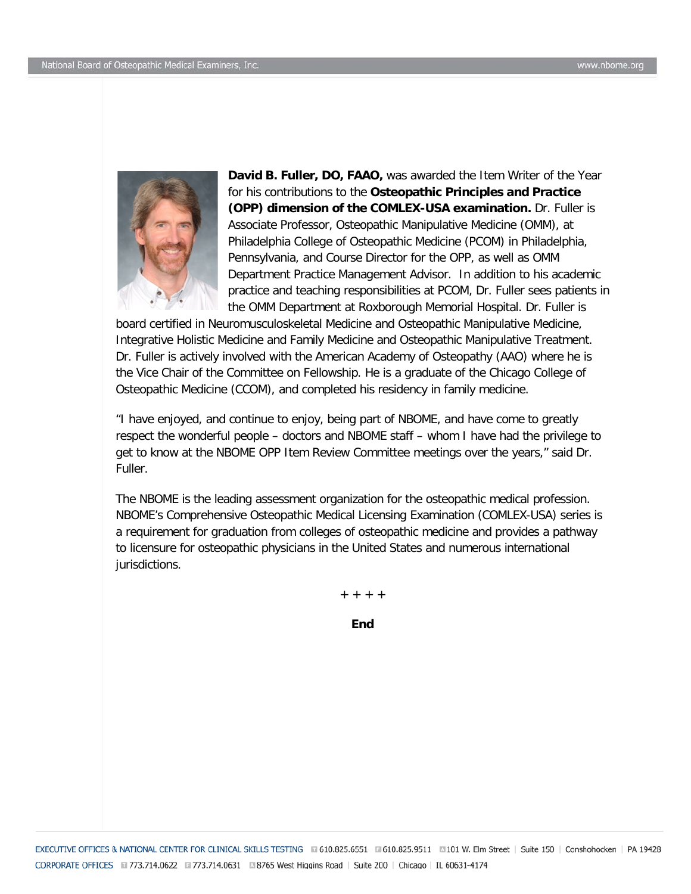**David B. Fuller, DO, FAAO,** was awarded the Item Writer of the Year for his contributions to the **Osteopathic Principles and Practice (OPP) dimension of the COMLEX-USA examination.** Dr. Fuller is Associate Professor, Osteopathic Manipulative Medicine (OMM), at Philadelphia College of Osteopathic Medicine (PCOM) in Philadelphia, Pennsylvania, and Course Director for the OPP, as well as OMM Department Practice Management Advisor. In addition to his academic practice and teaching responsibilities at PCOM, Dr. Fuller sees patients in the OMM Department at Roxborough Memorial Hospital. Dr. Fuller is board certified in Neuromusculoskeletal Medicine and Osteopathic Manipulative Medicine, Integrative Holistic Medicine and Family Medicine and Osteopathic Manipulative Treatment. Dr. Fuller is actively involved with the American Academy of Osteopathy (AAO) where he is the Vice Chair of the Committee on Fellowship. He is a graduate of the Chicago College of Osteopathic Medicine (CCOM), and completed his residency in family medicine.

"I have enjoyed, and continue to enjoy, being part of NBOME, and have come to greatly respect the wonderful people – doctors and NBOME staff – whom I have had the privilege to get to know at the NBOME OPP Item Review Committee meetings over the years," said Dr. Fuller.

The NBOME is the leading assessment organization for the osteopathic medical profession. NBOME's Comprehensive Osteopathic Medical Licensing Examination (COMLEX-USA) series is a requirement for graduation from colleges of osteopathic medicine and provides a pathway to licensure for osteopathic physicians in the United States and numerous international jurisdictions.

\+ + + +

**End**